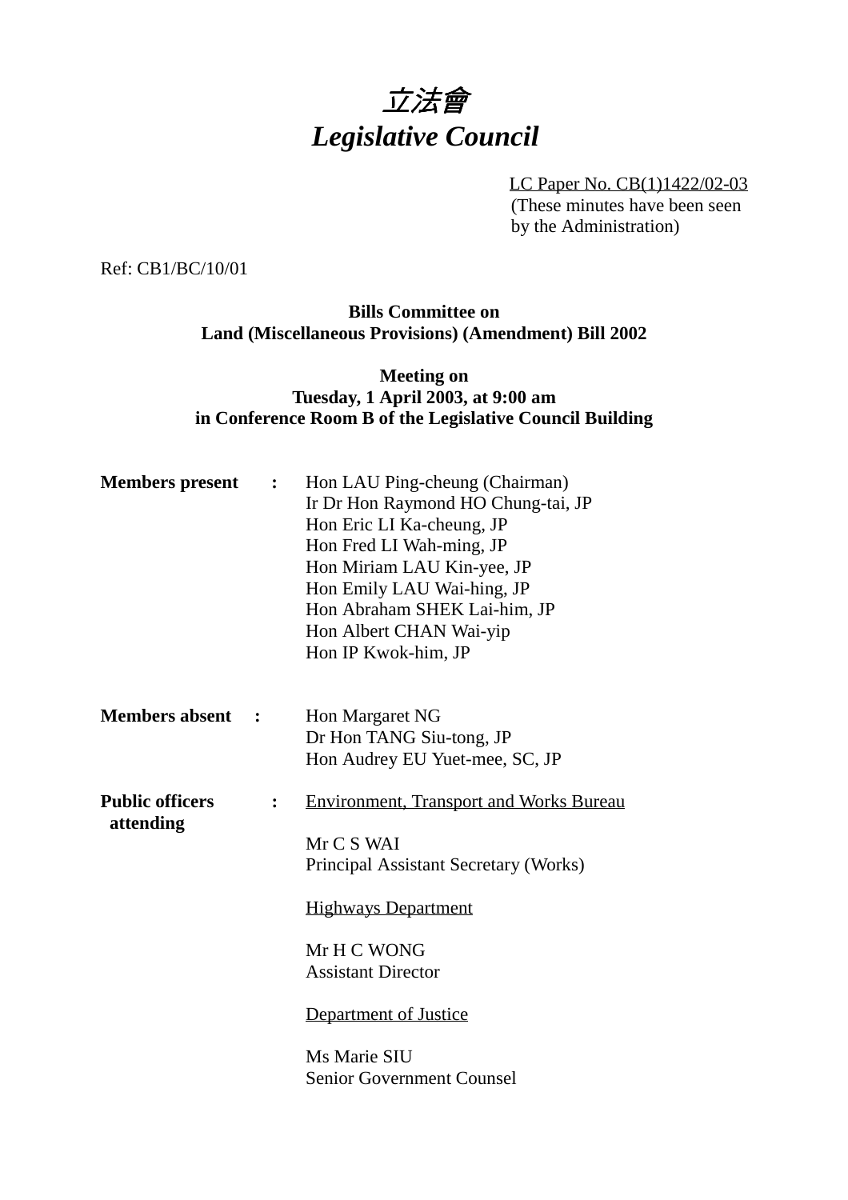# *立法會*
# *Legislative Council*

LC Paper No. CB(1)1422/02-03
(These minutes have been seen by the Administration)

Ref: CB1/BC/10/01

**Bills Committee on**
**Land (Miscellaneous Provisions) (Amendment) Bill 2002**

**Meeting on**
**Tuesday, 1 April 2003, at 9:00 am**
**in Conference Room B of the Legislative Council Building**

**Members present** :
Hon LAU Ping-cheung (Chairman)
Ir Dr Hon Raymond HO Chung-tai, JP
Hon Eric LI Ka-cheung, JP
Hon Fred LI Wah-ming, JP
Hon Miriam LAU Kin-yee, JP
Hon Emily LAU Wai-hing, JP
Hon Abraham SHEK Lai-him, JP
Hon Albert CHAN Wai-yip
Hon IP Kwok-him, JP

**Members absent** :
Hon Margaret NG
Dr Hon TANG Siu-tong, JP
Hon Audrey EU Yuet-mee, SC, JP

**Public officers attending** :

Environment, Transport and Works Bureau

Mr C S WAI
Principal Assistant Secretary (Works)

Highways Department

Mr H C WONG
Assistant Director

Department of Justice

Ms Marie SIU
Senior Government Counsel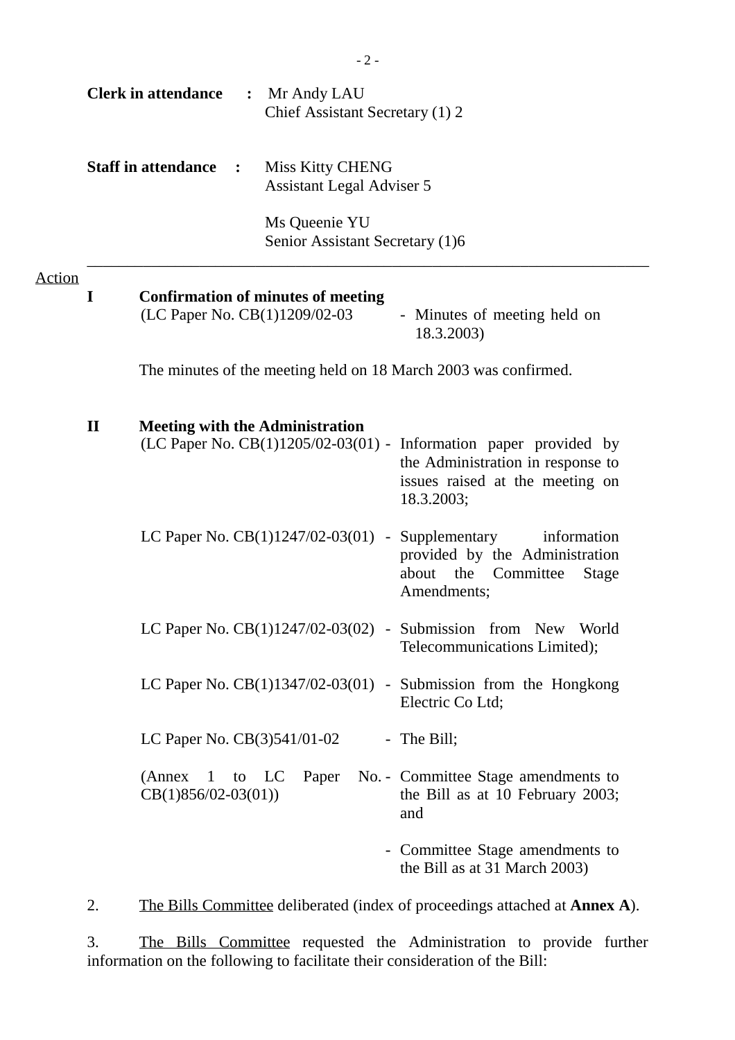**Clerk in attendance :** Mr Andy LAU
Chief Assistant Secretary (1) 2

**Staff in attendance :** Miss Kitty CHENG
Assistant Legal Adviser 5

Ms Queenie YU
Senior Assistant Secretary (1)6

---

Action

**I Confirmation of minutes of meeting**

(LC Paper No. CB(1)1209/02-03 - Minutes of meeting held on 18.3.2003)

The minutes of the meeting held on 18 March 2003 was confirmed.

**II Meeting with the Administration**

(LC Paper No. CB(1)1205/02-03(01) - Information paper provided by the Administration in response to issues raised at the meeting on 18.3.2003;

LC Paper No. CB(1)1247/02-03(01) - Supplementary information provided by the Administration about the Committee Stage Amendments;

LC Paper No. CB(1)1247/02-03(02) - Submission from New World Telecommunications Limited);

LC Paper No. CB(1)1347/02-03(01) - Submission from the Hongkong Electric Co Ltd;

LC Paper No. CB(3)541/01-02 - The Bill;

(Annex 1 to LC Paper No. CB(1)856/02-03(01)) - Committee Stage amendments to the Bill as at 10 February 2003; and

- Committee Stage amendments to the Bill as at 31 March 2003)

2. The Bills Committee deliberated (index of proceedings attached at **Annex A**).

3. The Bills Committee requested the Administration to provide further information on the following to facilitate their consideration of the Bill: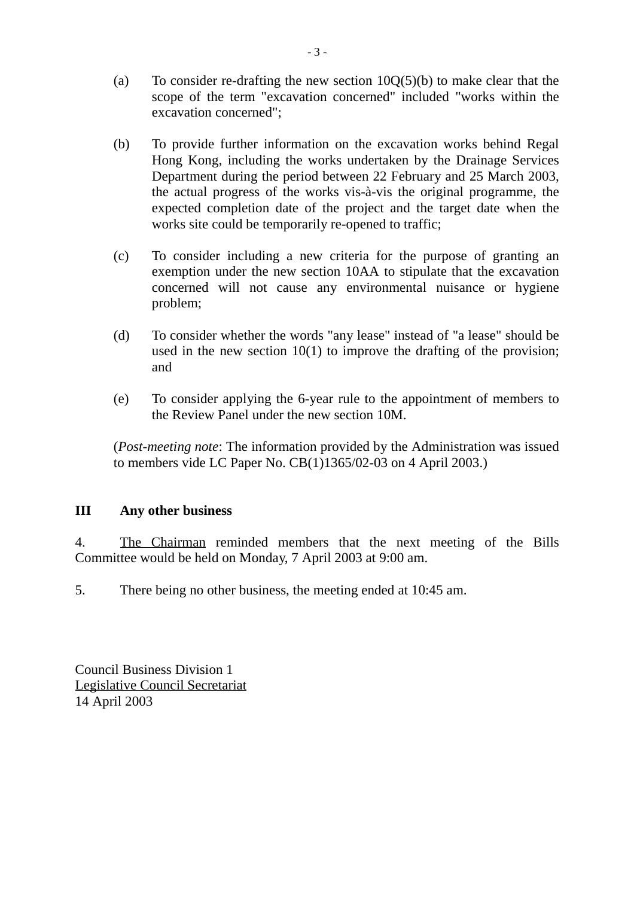(a) To consider re-drafting the new section 10Q(5)(b) to make clear that the scope of the term "excavation concerned" included "works within the excavation concerned";

(b) To provide further information on the excavation works behind Regal Hong Kong, including the works undertaken by the Drainage Services Department during the period between 22 February and 25 March 2003, the actual progress of the works vis-à-vis the original programme, the expected completion date of the project and the target date when the works site could be temporarily re-opened to traffic;

(c) To consider including a new criteria for the purpose of granting an exemption under the new section 10AA to stipulate that the excavation concerned will not cause any environmental nuisance or hygiene problem;

(d) To consider whether the words "any lease" instead of "a lease" should be used in the new section 10(1) to improve the drafting of the provision; and

(e) To consider applying the 6-year rule to the appointment of members to the Review Panel under the new section 10M.

(*Post-meeting note*: The information provided by the Administration was issued to members vide LC Paper No. CB(1)1365/02-03 on 4 April 2003.)

## III Any other business

4. The Chairman reminded members that the next meeting of the Bills Committee would be held on Monday, 7 April 2003 at 9:00 am.

5. There being no other business, the meeting ended at 10:45 am.

Council Business Division 1
Legislative Council Secretariat
14 April 2003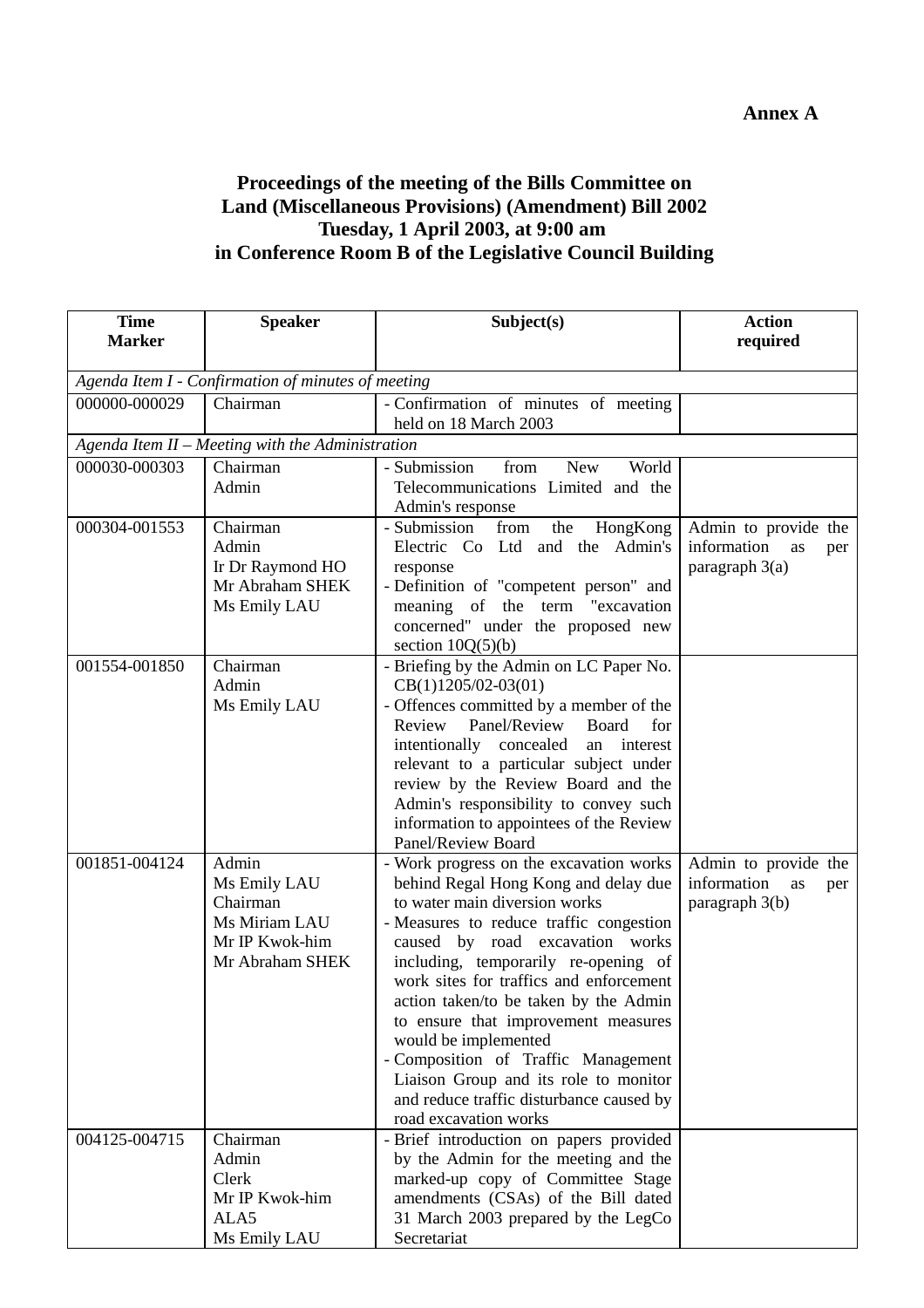**Annex A**

**Proceedings of the meeting of the Bills Committee on Land (Miscellaneous Provisions) (Amendment) Bill 2002 Tuesday, 1 April 2003, at 9:00 am in Conference Room B of the Legislative Council Building**

| Time Marker | Speaker | Subject(s) | Action required |
|---|---|---|---|
| *Agenda Item I - Confirmation of minutes of meeting* | | | |
| 000000-000029 | Chairman | - Confirmation of minutes of meeting held on 18 March 2003 | |
| *Agenda Item II – Meeting with the Administration* | | | |
| 000030-000303 | Chairman<br>Admin | - Submission from New World Telecommunications Limited and the Admin's response | |
| 000304-001553 | Chairman<br>Admin<br>Ir Dr Raymond HO<br>Mr Abraham SHEK<br>Ms Emily LAU | - Submission from the HongKong Electric Co Ltd and the Admin's response<br>- Definition of "competent person" and meaning of the term "excavation concerned" under the proposed new section 10Q(5)(b) | Admin to provide the information as per paragraph 3(a) |
| 001554-001850 | Chairman<br>Admin<br>Ms Emily LAU | - Briefing by the Admin on LC Paper No. CB(1)1205/02-03(01)<br>- Offences committed by a member of the Review Panel/Review Board for intentionally concealed an interest relevant to a particular subject under review by the Review Board and the Admin's responsibility to convey such information to appointees of the Review Panel/Review Board | |
| 001851-004124 | Admin<br>Ms Emily LAU<br>Chairman<br>Ms Miriam LAU<br>Mr IP Kwok-him<br>Mr Abraham SHEK | - Work progress on the excavation works behind Regal Hong Kong and delay due to water main diversion works<br>- Measures to reduce traffic congestion caused by road excavation works including, temporarily re-opening of work sites for traffics and enforcement action taken/to be taken by the Admin to ensure that improvement measures would be implemented<br>- Composition of Traffic Management Liaison Group and its role to monitor and reduce traffic disturbance caused by road excavation works | Admin to provide the information as per paragraph 3(b) |
| 004125-004715 | Chairman<br>Admin<br>Clerk<br>Mr IP Kwok-him<br>ALA5<br>Ms Emily LAU | - Brief introduction on papers provided by the Admin for the meeting and the marked-up copy of Committee Stage amendments (CSAs) of the Bill dated 31 March 2003 prepared by the LegCo Secretariat | |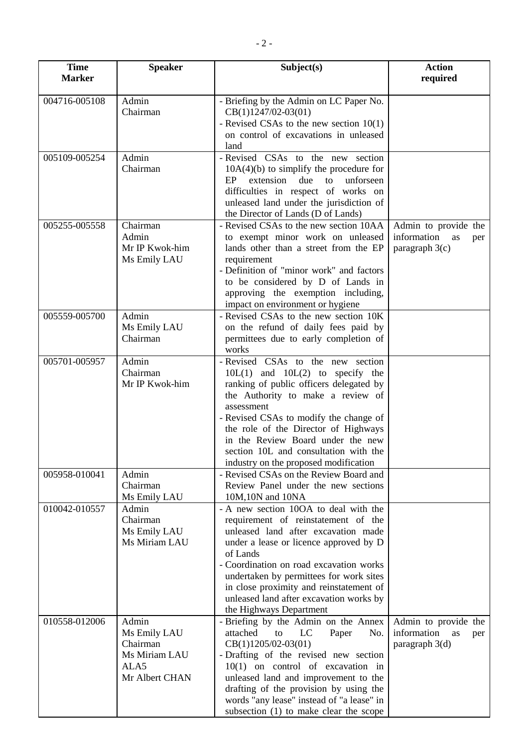| Time Marker | Speaker | Subject(s) | Action required |
|---|---|---|---|
| 004716-005108 | Admin<br>Chairman | - Briefing by the Admin on LC Paper No. CB(1)1247/02-03(01)<br>- Revised CSAs to the new section 10(1) on control of excavations in unleased land | |
| 005109-005254 | Admin<br>Chairman | - Revised CSAs to the new section 10A(4)(b) to simplify the procedure for EP extension due to unforseen difficulties in respect of works on unleased land under the jurisdiction of the Director of Lands (D of Lands) | |
| 005255-005558 | Chairman<br>Admin<br>Mr IP Kwok-him<br>Ms Emily LAU | - Revised CSAs to the new section 10AA to exempt minor work on unleased lands other than a street from the EP requirement<br>- Definition of "minor work" and factors to be considered by D of Lands in approving the exemption including, impact on environment or hygiene | Admin to provide the information as per paragraph 3(c) |
| 005559-005700 | Admin<br>Ms Emily LAU<br>Chairman | - Revised CSAs to the new section 10K on the refund of daily fees paid by permittees due to early completion of works | |
| 005701-005957 | Admin<br>Chairman<br>Mr IP Kwok-him | - Revised CSAs to the new section 10L(1) and 10L(2) to specify the ranking of public officers delegated by the Authority to make a review of assessment<br>- Revised CSAs to modify the change of the role of the Director of Highways in the Review Board under the new section 10L and consultation with the industry on the proposed modification | |
| 005958-010041 | Admin<br>Chairman<br>Ms Emily LAU | - Revised CSAs on the Review Board and Review Panel under the new sections 10M,10N and 10NA | |
| 010042-010557 | Admin<br>Chairman<br>Ms Emily LAU<br>Ms Miriam LAU | - A new section 10OA to deal with the requirement of reinstatement of the unleased land after excavation made under a lease or licence approved by D of Lands<br>- Coordination on road excavation works undertaken by permittees for work sites in close proximity and reinstatement of unleased land after excavation works by the Highways Department | |
| 010558-012006 | Admin<br>Ms Emily LAU<br>Chairman<br>Ms Miriam LAU<br>ALA5<br>Mr Albert CHAN | - Briefing by the Admin on the Annex attached to LC Paper No. CB(1)1205/02-03(01)<br>- Drafting of the revised new section 10(1) on control of excavation in unleased land and improvement to the drafting of the provision by using the words "any lease" instead of "a lease" in subsection (1) to make clear the scope | Admin to provide the information as per paragraph 3(d) |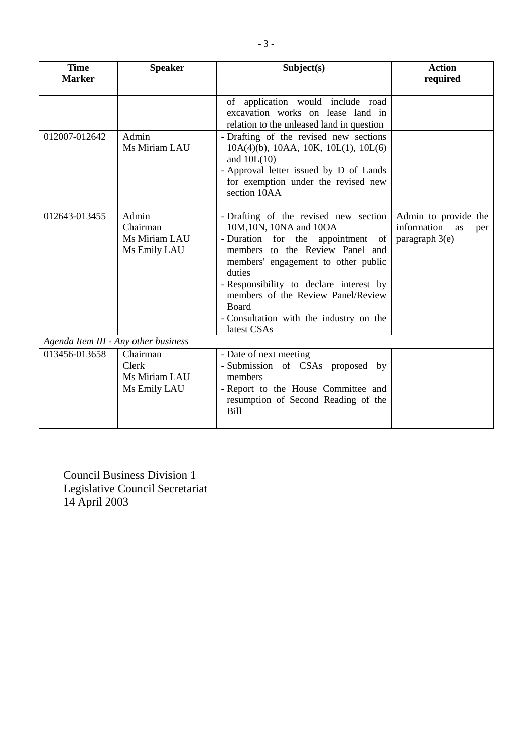| Time Marker | Speaker | Subject(s) | Action required |
|---|---|---|---|
| | | of application would include road excavation works on lease land in relation to the unleased land in question | |
| 012007-012642 | Admin<br>Ms Miriam LAU | - Drafting of the revised new sections 10A(4)(b), 10AA, 10K, 10L(1), 10L(6) and 10L(10)<br>- Approval letter issued by D of Lands for exemption under the revised new section 10AA | |
| 012643-013455 | Admin<br>Chairman<br>Ms Miriam LAU<br>Ms Emily LAU | - Drafting of the revised new section 10M,10N, 10NA and 10OA<br>- Duration for the appointment of members to the Review Panel and members' engagement to other public duties<br>- Responsibility to declare interest by members of the Review Panel/Review Board<br>- Consultation with the industry on the latest CSAs | Admin to provide the information as per paragraph 3(e) |
| *Agenda Item III - Any other business* | | | |
| 013456-013658 | Chairman<br>Clerk<br>Ms Miriam LAU<br>Ms Emily LAU | - Date of next meeting<br>- Submission of CSAs proposed by members<br>- Report to the House Committee and resumption of Second Reading of the Bill | |

Council Business Division 1
Legislative Council Secretariat
14 April 2003